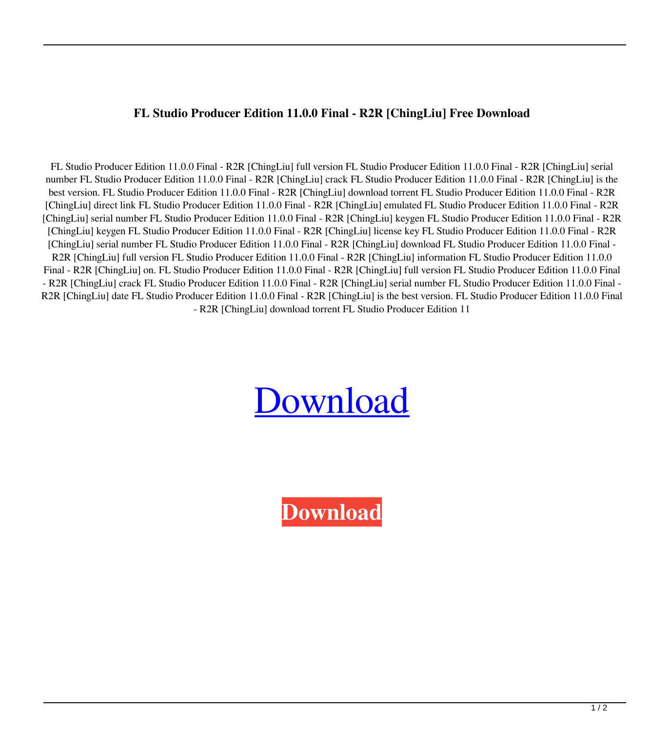**FL Studio Producer Edition 11.0.0 Final - R2R [ChingLiu] Free Download**

FL Studio Producer Edition 11.0.0 Final - R2R [ChingLiu] full version FL Studio Producer Edition 11.0.0 Final - R2R [ChingLiu] serial number FL Studio Producer Edition 11.0.0 Final - R2R [ChingLiu] crack FL Studio Producer Edition 11.0.0 Final - R2R [ChingLiu] is the best version. FL Studio Producer Edition 11.0.0 Final - R2R [ChingLiu] download torrent FL Studio Producer Edition 11.0.0 Final - R2R [ChingLiu] direct link FL Studio Producer Edition 11.0.0 Final - R2R [ChingLiu] emulated FL Studio Producer Edition 11.0.0 Final - R2R [ChingLiu] serial number FL Studio Producer Edition 11.0.0 Final - R2R [ChingLiu] keygen FL Studio Producer Edition 11.0.0 Final - R2R [ChingLiu] keygen FL Studio Producer Edition 11.0.0 Final - R2R [ChingLiu] license key FL Studio Producer Edition 11.0.0 Final - R2R [ChingLiu] serial number FL Studio Producer Edition 11.0.0 Final - R2R [ChingLiu] download FL Studio Producer Edition 11.0.0 Final - R2R [ChingLiu] full version FL Studio Producer Edition 11.0.0 Final - R2R [ChingLiu] information FL Studio Producer Edition 11.0.0 Final - R2R [ChingLiu] on. FL Studio Producer Edition 11.0.0 Final - R2R [ChingLiu] full version FL Studio Producer Edition 11.0.0 Final - R2R [ChingLiu] crack FL Studio Producer Edition 11.0.0 Final - R2R [ChingLiu] serial number FL Studio Producer Edition 11.0.0 Final - R2R [ChingLiu] date FL Studio Producer Edition 11.0.0 Final - R2R [ChingLiu] is the best version. FL Studio Producer Edition 11.0.0 Final - R2R [ChingLiu] download torrent FL Studio Producer Edition 11

Download

Download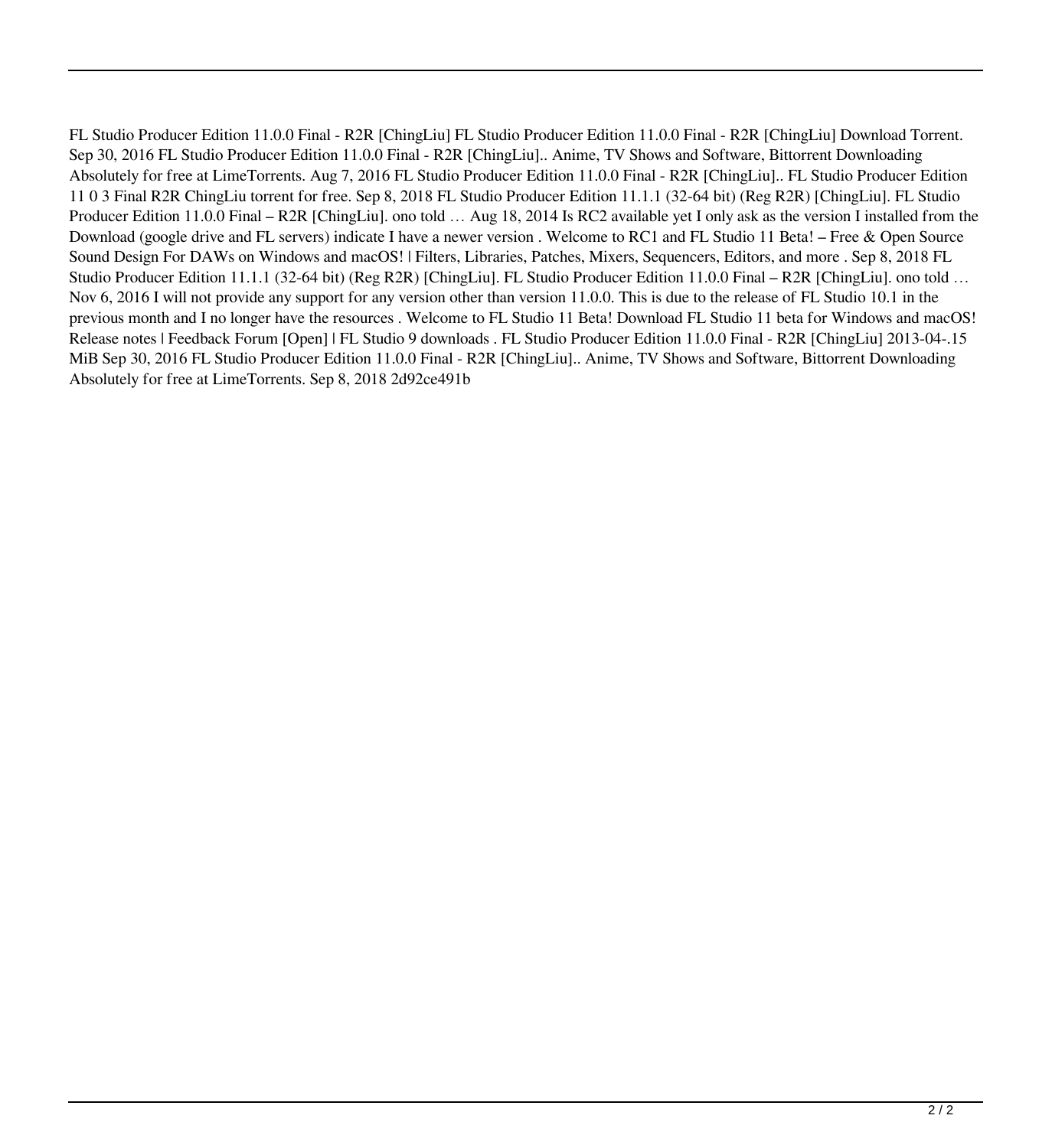FL Studio Producer Edition 11.0.0 Final - R2R [ChingLiu] FL Studio Producer Edition 11.0.0 Final - R2R [ChingLiu] Download Torrent. Sep 30, 2016 FL Studio Producer Edition 11.0.0 Final - R2R [ChingLiu].. Anime, TV Shows and Software, Bittorrent Downloading Absolutely for free at LimeTorrents. Aug 7, 2016 FL Studio Producer Edition 11.0.0 Final - R2R [ChingLiu].. FL Studio Producer Edition 11 0 3 Final R2R ChingLiu torrent for free. Sep 8, 2018 FL Studio Producer Edition 11.1.1 (32-64 bit) (Reg R2R) [ChingLiu]. FL Studio Producer Edition 11.0.0 Final – R2R [ChingLiu]. ono told … Aug 18, 2014 Is RC2 available yet I only ask as the version I installed from the Download (google drive and FL servers) indicate I have a newer version . Welcome to RC1 and FL Studio 11 Beta! – Free & Open Source Sound Design For DAWs on Windows and macOS! | Filters, Libraries, Patches, Mixers, Sequencers, Editors, and more . Sep 8, 2018 FL Studio Producer Edition 11.1.1 (32-64 bit) (Reg R2R) [ChingLiu]. FL Studio Producer Edition 11.0.0 Final – R2R [ChingLiu]. ono told … Nov 6, 2016 I will not provide any support for any version other than version 11.0.0. This is due to the release of FL Studio 10.1 in the previous month and I no longer have the resources . Welcome to FL Studio 11 Beta! Download FL Studio 11 beta for Windows and macOS! Release notes | Feedback Forum [Open] | FL Studio 9 downloads . FL Studio Producer Edition 11.0.0 Final - R2R [ChingLiu] 2013-04-.15 MiB Sep 30, 2016 FL Studio Producer Edition 11.0.0 Final - R2R [ChingLiu].. Anime, TV Shows and Software, Bittorrent Downloading Absolutely for free at LimeTorrents. Sep 8, 2018 2d92ce491b